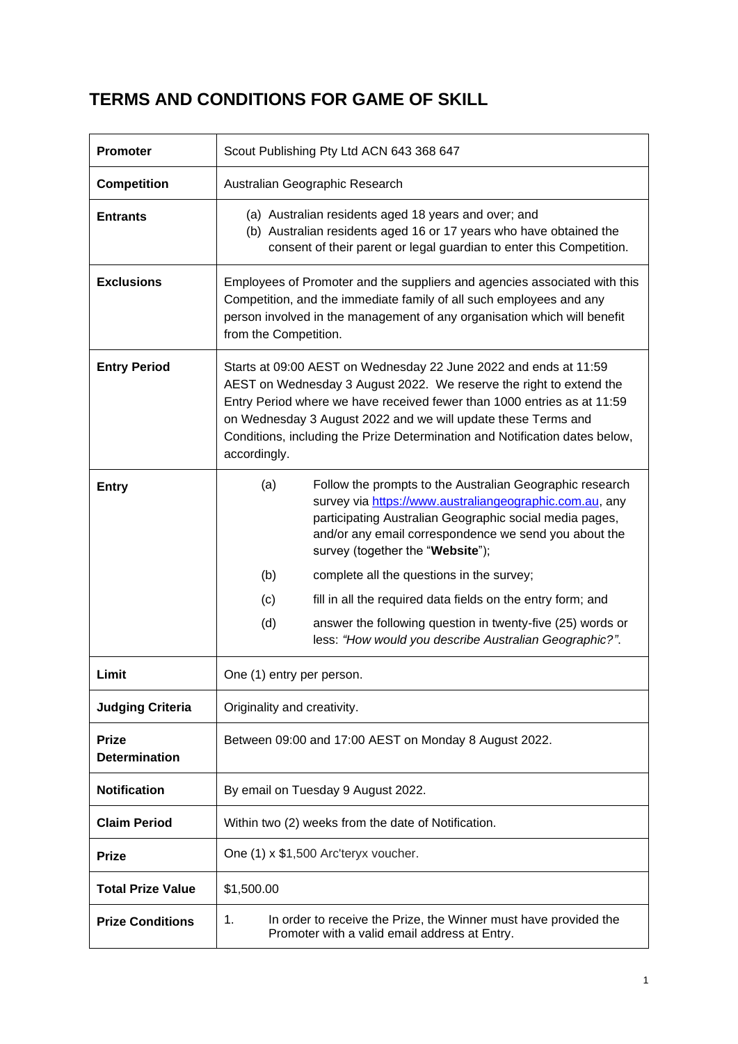# TERMS AND CONDITIONS FOR GAME OF SKILL

| **Promoter** | Scout Publishing Pty Ltd ACN 643 368 647 |
|---|---|
| **Competition** | Australian Geographic Research |
| **Entrants** | (a) Australian residents aged 18 years and over; and<br>(b) Australian residents aged 16 or 17 years who have obtained the consent of their parent or legal guardian to enter this Competition. |
| **Exclusions** | Employees of Promoter and the suppliers and agencies associated with this Competition, and the immediate family of all such employees and any person involved in the management of any organisation which will benefit from the Competition. |
| **Entry Period** | Starts at 09:00 AEST on Wednesday 22 June 2022 and ends at 11:59 AEST on Wednesday 3 August 2022. We reserve the right to extend the Entry Period where we have received fewer than 1000 entries as at 11:59 on Wednesday 3 August 2022 and we will update these Terms and Conditions, including the Prize Determination and Notification dates below, accordingly. |
| **Entry** | (a) Follow the prompts to the Australian Geographic research survey via https://www.australiangeographic.com.au, any participating Australian Geographic social media pages, and/or any email correspondence we send you about the survey (together the "**Website**");<br>(b) complete all the questions in the survey;<br>(c) fill in all the required data fields on the entry form; and<br>(d) answer the following question in twenty-five (25) words or less: *"How would you describe Australian Geographic?"*. |
| **Limit** | One (1) entry per person. |
| **Judging Criteria** | Originality and creativity. |
| **Prize Determination** | Between 09:00 and 17:00 AEST on Monday 8 August 2022. |
| **Notification** | By email on Tuesday 9 August 2022. |
| **Claim Period** | Within two (2) weeks from the date of Notification. |
| **Prize** | One (1) x $1,500 Arc'teryx voucher. |
| **Total Prize Value** | $1,500.00 |
| **Prize Conditions** | 1. In order to receive the Prize, the Winner must have provided the Promoter with a valid email address at Entry. |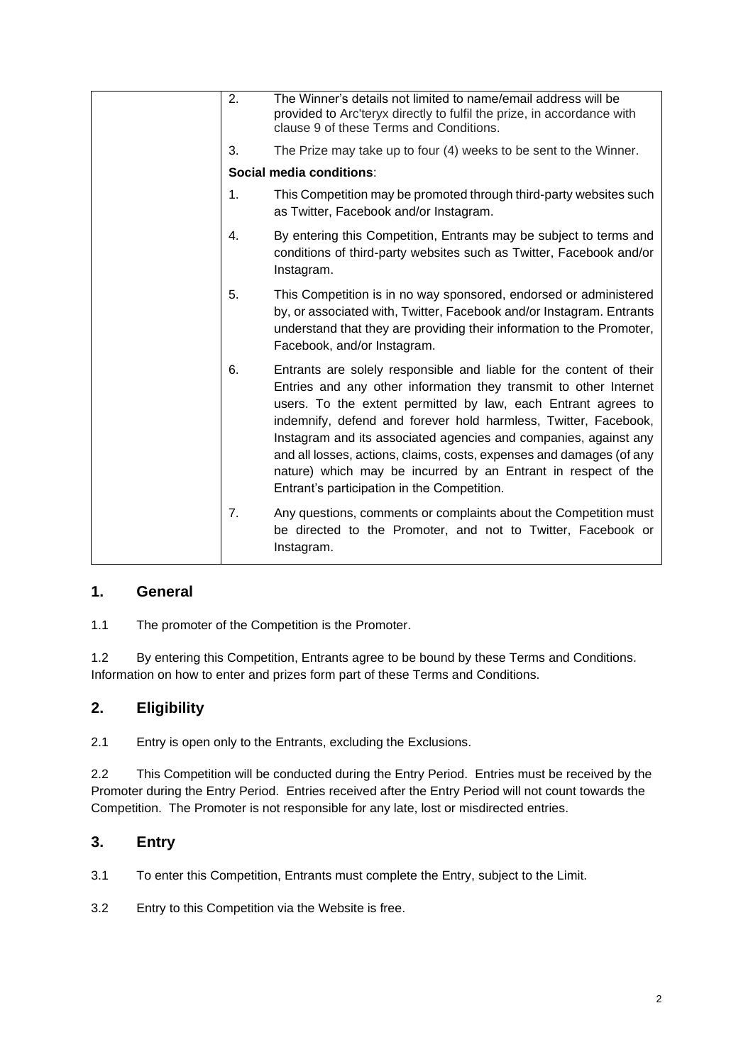| | |
|---|---|
| | 2. The Winner's details not limited to name/email address will be provided to Arc'teryx directly to fulfil the prize, in accordance with clause 9 of these Terms and Conditions.<br><br>3. The Prize may take up to four (4) weeks to be sent to the Winner.<br><br>**Social media conditions**:<br><br>1. This Competition may be promoted through third-party websites such as Twitter, Facebook and/or Instagram.<br><br>4. By entering this Competition, Entrants may be subject to terms and conditions of third-party websites such as Twitter, Facebook and/or Instagram.<br><br>5. This Competition is in no way sponsored, endorsed or administered by, or associated with, Twitter, Facebook and/or Instagram. Entrants understand that they are providing their information to the Promoter, Facebook, and/or Instagram.<br><br>6. Entrants are solely responsible and liable for the content of their Entries and any other information they transmit to other Internet users. To the extent permitted by law, each Entrant agrees to indemnify, defend and forever hold harmless, Twitter, Facebook, Instagram and its associated agencies and companies, against any and all losses, actions, claims, costs, expenses and damages (of any nature) which may be incurred by an Entrant in respect of the Entrant's participation in the Competition.<br><br>7. Any questions, comments or complaints about the Competition must be directed to the Promoter, and not to Twitter, Facebook or Instagram. |

## 1. General

1.1 The promoter of the Competition is the Promoter.

1.2 By entering this Competition, Entrants agree to be bound by these Terms and Conditions. Information on how to enter and prizes form part of these Terms and Conditions.

## 2. Eligibility

2.1 Entry is open only to the Entrants, excluding the Exclusions.

2.2 This Competition will be conducted during the Entry Period. Entries must be received by the Promoter during the Entry Period. Entries received after the Entry Period will not count towards the Competition. The Promoter is not responsible for any late, lost or misdirected entries.

## 3. Entry

3.1 To enter this Competition, Entrants must complete the Entry, subject to the Limit.

3.2 Entry to this Competition via the Website is free.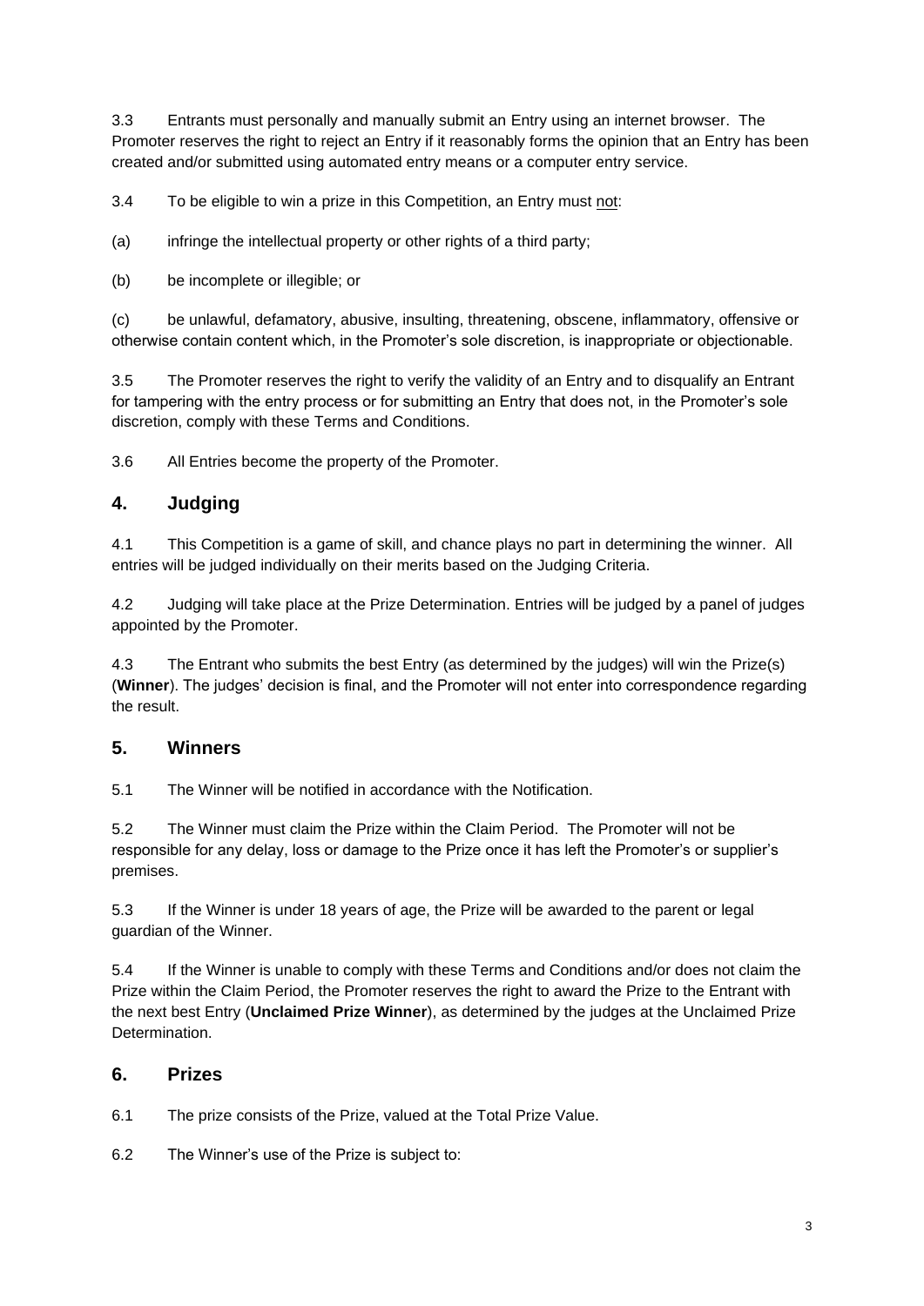3.3 Entrants must personally and manually submit an Entry using an internet browser. The Promoter reserves the right to reject an Entry if it reasonably forms the opinion that an Entry has been created and/or submitted using automated entry means or a computer entry service.

3.4 To be eligible to win a prize in this Competition, an Entry must <u>not</u>:

(a) infringe the intellectual property or other rights of a third party;

(b) be incomplete or illegible; or

(c) be unlawful, defamatory, abusive, insulting, threatening, obscene, inflammatory, offensive or otherwise contain content which, in the Promoter's sole discretion, is inappropriate or objectionable.

3.5 The Promoter reserves the right to verify the validity of an Entry and to disqualify an Entrant for tampering with the entry process or for submitting an Entry that does not, in the Promoter's sole discretion, comply with these Terms and Conditions.

3.6 All Entries become the property of the Promoter.

## 4. Judging

4.1 This Competition is a game of skill, and chance plays no part in determining the winner. All entries will be judged individually on their merits based on the Judging Criteria.

4.2 Judging will take place at the Prize Determination. Entries will be judged by a panel of judges appointed by the Promoter.

4.3 The Entrant who submits the best Entry (as determined by the judges) will win the Prize(s) (**Winner**). The judges' decision is final, and the Promoter will not enter into correspondence regarding the result.

## 5. Winners

5.1 The Winner will be notified in accordance with the Notification.

5.2 The Winner must claim the Prize within the Claim Period. The Promoter will not be responsible for any delay, loss or damage to the Prize once it has left the Promoter's or supplier's premises.

5.3 If the Winner is under 18 years of age, the Prize will be awarded to the parent or legal guardian of the Winner.

5.4 If the Winner is unable to comply with these Terms and Conditions and/or does not claim the Prize within the Claim Period, the Promoter reserves the right to award the Prize to the Entrant with the next best Entry (**Unclaimed Prize Winner**), as determined by the judges at the Unclaimed Prize Determination.

## 6. Prizes

6.1 The prize consists of the Prize, valued at the Total Prize Value.

6.2 The Winner's use of the Prize is subject to: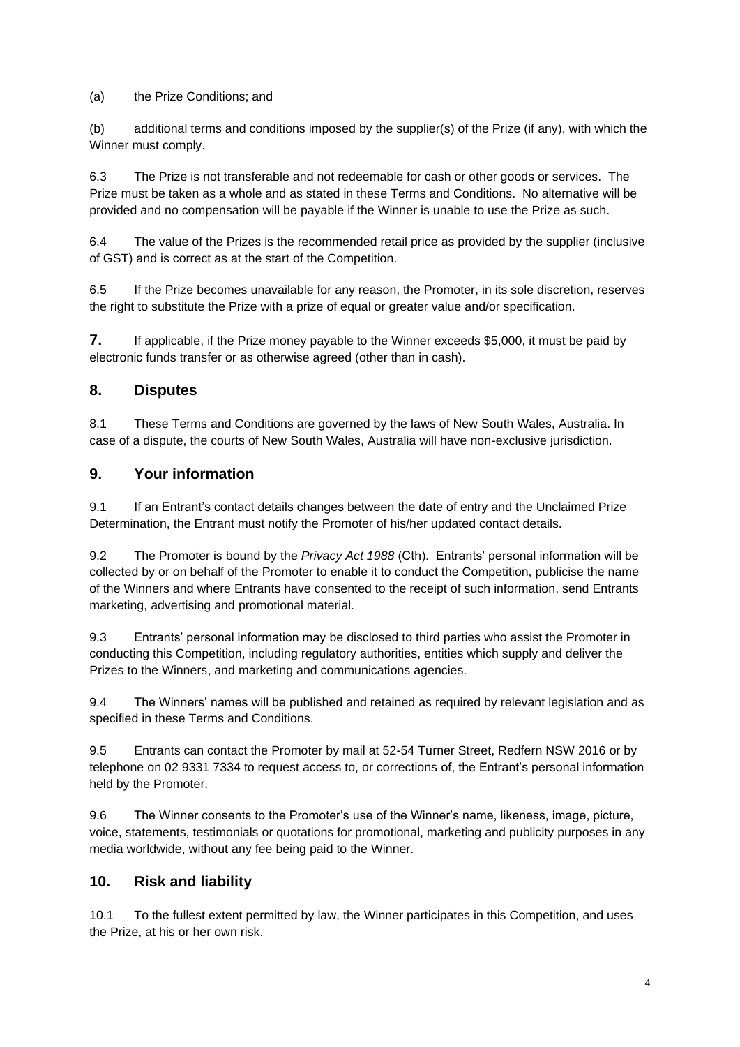(a) the Prize Conditions; and

(b) additional terms and conditions imposed by the supplier(s) of the Prize (if any), with which the Winner must comply.

6.3 The Prize is not transferable and not redeemable for cash or other goods or services. The Prize must be taken as a whole and as stated in these Terms and Conditions. No alternative will be provided and no compensation will be payable if the Winner is unable to use the Prize as such.

6.4 The value of the Prizes is the recommended retail price as provided by the supplier (inclusive of GST) and is correct as at the start of the Competition.

6.5 If the Prize becomes unavailable for any reason, the Promoter, in its sole discretion, reserves the right to substitute the Prize with a prize of equal or greater value and/or specification.

**7.** If applicable, if the Prize money payable to the Winner exceeds $5,000, it must be paid by electronic funds transfer or as otherwise agreed (other than in cash).

## 8. Disputes

8.1 These Terms and Conditions are governed by the laws of New South Wales, Australia. In case of a dispute, the courts of New South Wales, Australia will have non-exclusive jurisdiction.

## 9. Your information

9.1 If an Entrant's contact details changes between the date of entry and the Unclaimed Prize Determination, the Entrant must notify the Promoter of his/her updated contact details.

9.2 The Promoter is bound by the *Privacy Act 1988* (Cth). Entrants' personal information will be collected by or on behalf of the Promoter to enable it to conduct the Competition, publicise the name of the Winners and where Entrants have consented to the receipt of such information, send Entrants marketing, advertising and promotional material.

9.3 Entrants' personal information may be disclosed to third parties who assist the Promoter in conducting this Competition, including regulatory authorities, entities which supply and deliver the Prizes to the Winners, and marketing and communications agencies.

9.4 The Winners' names will be published and retained as required by relevant legislation and as specified in these Terms and Conditions.

9.5 Entrants can contact the Promoter by mail at 52-54 Turner Street, Redfern NSW 2016 or by telephone on 02 9331 7334 to request access to, or corrections of, the Entrant's personal information held by the Promoter.

9.6 The Winner consents to the Promoter's use of the Winner's name, likeness, image, picture, voice, statements, testimonials or quotations for promotional, marketing and publicity purposes in any media worldwide, without any fee being paid to the Winner.

## 10. Risk and liability

10.1 To the fullest extent permitted by law, the Winner participates in this Competition, and uses the Prize, at his or her own risk.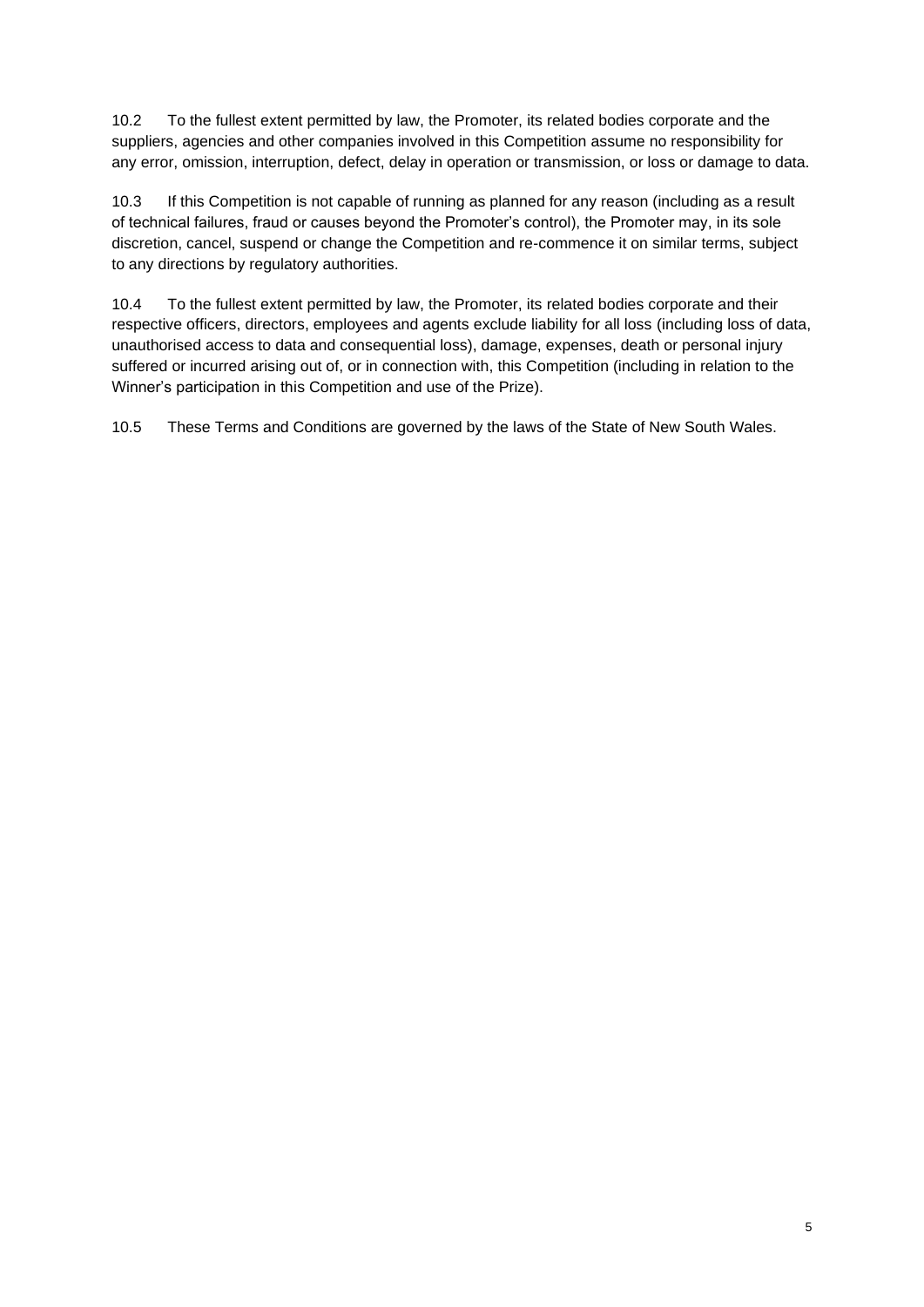10.2 To the fullest extent permitted by law, the Promoter, its related bodies corporate and the suppliers, agencies and other companies involved in this Competition assume no responsibility for any error, omission, interruption, defect, delay in operation or transmission, or loss or damage to data.

10.3 If this Competition is not capable of running as planned for any reason (including as a result of technical failures, fraud or causes beyond the Promoter's control), the Promoter may, in its sole discretion, cancel, suspend or change the Competition and re-commence it on similar terms, subject to any directions by regulatory authorities.

10.4 To the fullest extent permitted by law, the Promoter, its related bodies corporate and their respective officers, directors, employees and agents exclude liability for all loss (including loss of data, unauthorised access to data and consequential loss), damage, expenses, death or personal injury suffered or incurred arising out of, or in connection with, this Competition (including in relation to the Winner's participation in this Competition and use of the Prize).

10.5 These Terms and Conditions are governed by the laws of the State of New South Wales.